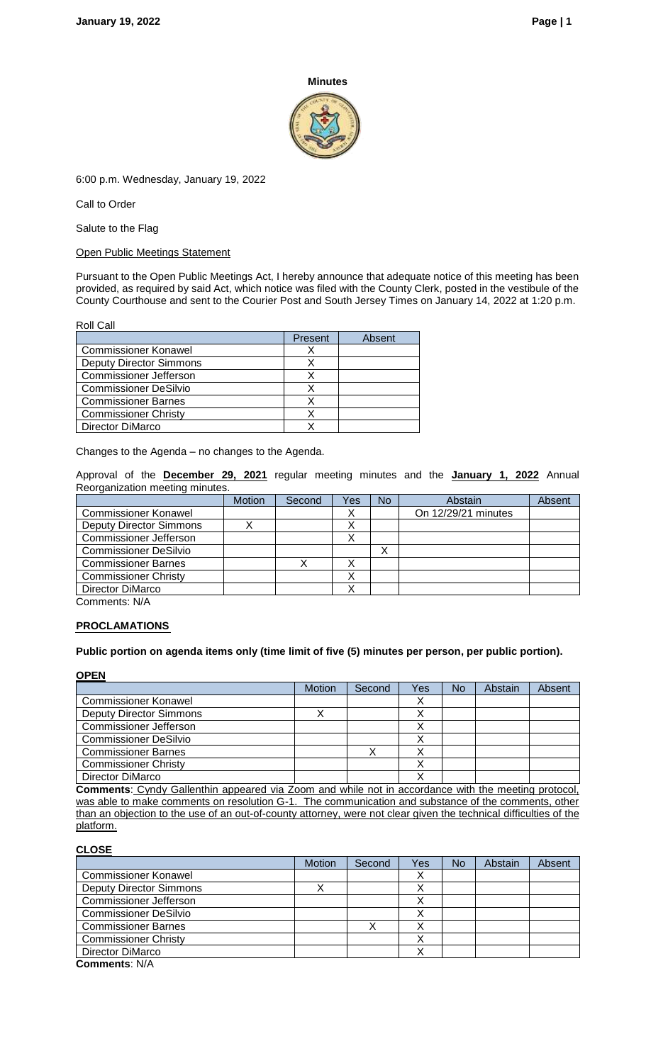# Minutes

6:00 p.m. Wednesday, January 19, 2022

Call to Order

Salute to the Flag

Open Public Meetings Statement

Pursuant to the Open Public Meetings Act, I hereby announce that adequate notice of this meeting has been provided, as required by said Act, which notice was filed with the County Clerk, posted in the vestibule of the County Courthouse and sent to the Courier Post and South Jersey Times on January 14, 2022 at 1:20 p.m.

Roll Call

| | Present | Absent |
|---|---|---|
| Commissioner Konawel | X | |
| Deputy Director Simmons | X | |
| Commissioner Jefferson | X | |
| Commissioner DeSilvio | X | |
| Commissioner Barnes | X | |
| Commissioner Christy | X | |
| Director DiMarco | X | |

Changes to the Agenda – no changes to the Agenda.

Approval of the **December 29, 2021** regular meeting minutes and the **January 1, 2022** Annual Reorganization meeting minutes.

| | Motion | Second | Yes | No | Abstain | Absent |
|---|---|---|---|---|---|---|
| Commissioner Konawel | | | X | | On 12/29/21 minutes | |
| Deputy Director Simmons | X | | X | | | |
| Commissioner Jefferson | | | X | | | |
| Commissioner DeSilvio | | | | X | | |
| Commissioner Barnes | | X | X | | | |
| Commissioner Christy | | | X | | | |
| Director DiMarco | | | X | | | |

Comments: N/A

## PROCLAMATIONS

**Public portion on agenda items only (time limit of five (5) minutes per person, per public portion).**

### OPEN

| | Motion | Second | Yes | No | Abstain | Absent |
|---|---|---|---|---|---|---|
| Commissioner Konawel | | | X | | | |
| Deputy Director Simmons | X | | X | | | |
| Commissioner Jefferson | | | X | | | |
| Commissioner DeSilvio | | | X | | | |
| Commissioner Barnes | | X | X | | | |
| Commissioner Christy | | | X | | | |
| Director DiMarco | | | X | | | |

**Comments**: Cyndy Gallenthin appeared via Zoom and while not in accordance with the meeting protocol, was able to make comments on resolution G-1. The communication and substance of the comments, other than an objection to the use of an out-of-county attorney, were not clear given the technical difficulties of the platform.

### CLOSE

| | Motion | Second | Yes | No | Abstain | Absent |
|---|---|---|---|---|---|---|
| Commissioner Konawel | | | X | | | |
| Deputy Director Simmons | X | | X | | | |
| Commissioner Jefferson | | | X | | | |
| Commissioner DeSilvio | | | X | | | |
| Commissioner Barnes | | X | X | | | |
| Commissioner Christy | | | X | | | |
| Director DiMarco | | | X | | | |

**Comments**: N/A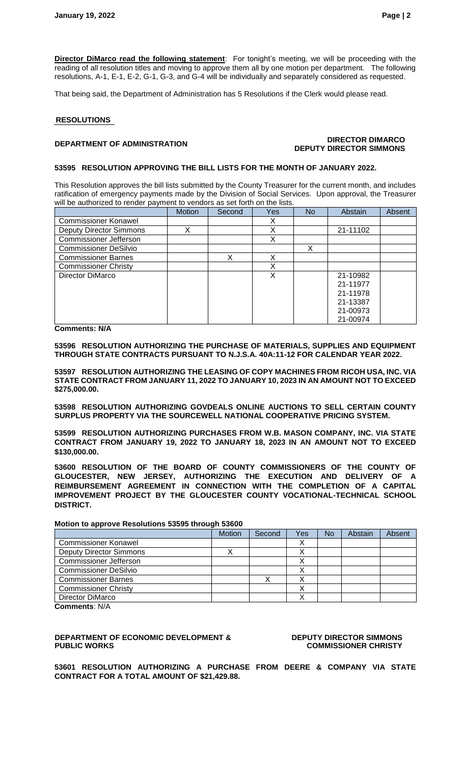**Director DiMarco read the following statement**: For tonight's meeting, we will be proceeding with the reading of all resolution titles and moving to approve them all by one motion per department. The following resolutions, A-1, E-1, E-2, G-1, G-3, and G-4 will be individually and separately considered as requested.

That being said, the Department of Administration has 5 Resolutions if the Clerk would please read.

## RESOLUTIONS

### DEPARTMENT OF ADMINISTRATION — DIRECTOR DIMARCO, DEPUTY DIRECTOR SIMMONS

**53595 RESOLUTION APPROVING THE BILL LISTS FOR THE MONTH OF JANUARY 2022.**

This Resolution approves the bill lists submitted by the County Treasurer for the current month, and includes ratification of emergency payments made by the Division of Social Services. Upon approval, the Treasurer will be authorized to render payment to vendors as set forth on the lists.

| | Motion | Second | Yes | No | Abstain | Absent |
|---|---|---|---|---|---|---|
| Commissioner Konawel | | | X | | | |
| Deputy Director Simmons | X | | X | | 21-11102 | |
| Commissioner Jefferson | | | X | | | |
| Commissioner DeSilvio | | | | X | | |
| Commissioner Barnes | | X | X | | | |
| Commissioner Christy | | | X | | | |
| Director DiMarco | | | X | | 21-10982<br>21-11977<br>21-11978<br>21-13387<br>21-00973<br>21-00974 | |

**Comments: N/A**

**53596 RESOLUTION AUTHORIZING THE PURCHASE OF MATERIALS, SUPPLIES AND EQUIPMENT THROUGH STATE CONTRACTS PURSUANT TO N.J.S.A. 40A:11-12 FOR CALENDAR YEAR 2022.**

**53597 RESOLUTION AUTHORIZING THE LEASING OF COPY MACHINES FROM RICOH USA, INC. VIA STATE CONTRACT FROM JANUARY 11, 2022 TO JANUARY 10, 2023 IN AN AMOUNT NOT TO EXCEED $275,000.00.**

**53598 RESOLUTION AUTHORIZING GOVDEALS ONLINE AUCTIONS TO SELL CERTAIN COUNTY SURPLUS PROPERTY VIA THE SOURCEWELL NATIONAL COOPERATIVE PRICING SYSTEM.**

**53599 RESOLUTION AUTHORIZING PURCHASES FROM W.B. MASON COMPANY, INC. VIA STATE CONTRACT FROM JANUARY 19, 2022 TO JANUARY 18, 2023 IN AN AMOUNT NOT TO EXCEED $130,000.00.**

**53600 RESOLUTION OF THE BOARD OF COUNTY COMMISSIONERS OF THE COUNTY OF GLOUCESTER, NEW JERSEY, AUTHORIZING THE EXECUTION AND DELIVERY OF A REIMBURSEMENT AGREEMENT IN CONNECTION WITH THE COMPLETION OF A CAPITAL IMPROVEMENT PROJECT BY THE GLOUCESTER COUNTY VOCATIONAL-TECHNICAL SCHOOL DISTRICT.**

**Motion to approve Resolutions 53595 through 53600**

| | Motion | Second | Yes | No | Abstain | Absent |
|---|---|---|---|---|---|---|
| Commissioner Konawel | | | X | | | |
| Deputy Director Simmons | X | | X | | | |
| Commissioner Jefferson | | | X | | | |
| Commissioner DeSilvio | | | X | | | |
| Commissioner Barnes | | X | X | | | |
| Commissioner Christy | | | X | | | |
| Director DiMarco | | | X | | | |

**Comments**: N/A

### DEPARTMENT OF ECONOMIC DEVELOPMENT & PUBLIC WORKS — DEPUTY DIRECTOR SIMMONS, COMMISSIONER CHRISTY

**53601 RESOLUTION AUTHORIZING A PURCHASE FROM DEERE & COMPANY VIA STATE CONTRACT FOR A TOTAL AMOUNT OF $21,429.88.**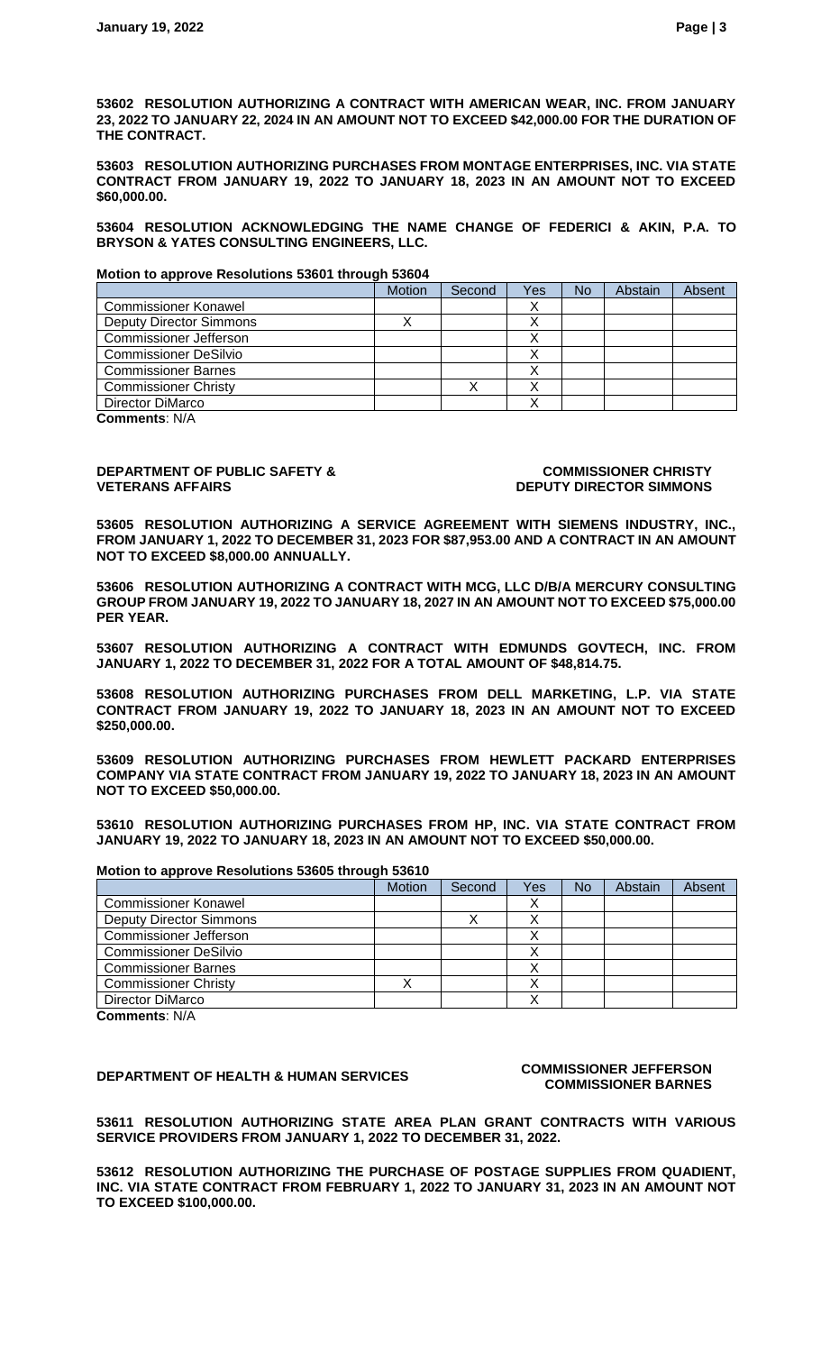**53602 RESOLUTION AUTHORIZING A CONTRACT WITH AMERICAN WEAR, INC. FROM JANUARY 23, 2022 TO JANUARY 22, 2024 IN AN AMOUNT NOT TO EXCEED $42,000.00 FOR THE DURATION OF THE CONTRACT.**

**53603 RESOLUTION AUTHORIZING PURCHASES FROM MONTAGE ENTERPRISES, INC. VIA STATE CONTRACT FROM JANUARY 19, 2022 TO JANUARY 18, 2023 IN AN AMOUNT NOT TO EXCEED $60,000.00.**

**53604 RESOLUTION ACKNOWLEDGING THE NAME CHANGE OF FEDERICI & AKIN, P.A. TO BRYSON & YATES CONSULTING ENGINEERS, LLC.**

**Motion to approve Resolutions 53601 through 53604**

| | Motion | Second | Yes | No | Abstain | Absent |
|---|---|---|---|---|---|---|
| Commissioner Konawel | | | X | | | |
| Deputy Director Simmons | X | | X | | | |
| Commissioner Jefferson | | | X | | | |
| Commissioner DeSilvio | | | X | | | |
| Commissioner Barnes | | | X | | | |
| Commissioner Christy | | X | X | | | |
| Director DiMarco | | | X | | | |

**Comments**: N/A

**DEPARTMENT OF PUBLIC SAFETY & VETERANS AFFAIRS** — **COMMISSIONER CHRISTY, DEPUTY DIRECTOR SIMMONS**

**53605 RESOLUTION AUTHORIZING A SERVICE AGREEMENT WITH SIEMENS INDUSTRY, INC., FROM JANUARY 1, 2022 TO DECEMBER 31, 2023 FOR $87,953.00 AND A CONTRACT IN AN AMOUNT NOT TO EXCEED $8,000.00 ANNUALLY.**

**53606 RESOLUTION AUTHORIZING A CONTRACT WITH MCG, LLC D/B/A MERCURY CONSULTING GROUP FROM JANUARY 19, 2022 TO JANUARY 18, 2027 IN AN AMOUNT NOT TO EXCEED $75,000.00 PER YEAR.**

**53607 RESOLUTION AUTHORIZING A CONTRACT WITH EDMUNDS GOVTECH, INC. FROM JANUARY 1, 2022 TO DECEMBER 31, 2022 FOR A TOTAL AMOUNT OF $48,814.75.**

**53608 RESOLUTION AUTHORIZING PURCHASES FROM DELL MARKETING, L.P. VIA STATE CONTRACT FROM JANUARY 19, 2022 TO JANUARY 18, 2023 IN AN AMOUNT NOT TO EXCEED $250,000.00.**

**53609 RESOLUTION AUTHORIZING PURCHASES FROM HEWLETT PACKARD ENTERPRISES COMPANY VIA STATE CONTRACT FROM JANUARY 19, 2022 TO JANUARY 18, 2023 IN AN AMOUNT NOT TO EXCEED $50,000.00.**

**53610 RESOLUTION AUTHORIZING PURCHASES FROM HP, INC. VIA STATE CONTRACT FROM JANUARY 19, 2022 TO JANUARY 18, 2023 IN AN AMOUNT NOT TO EXCEED $50,000.00.**

**Motion to approve Resolutions 53605 through 53610**

| | Motion | Second | Yes | No | Abstain | Absent |
|---|---|---|---|---|---|---|
| Commissioner Konawel | | | X | | | |
| Deputy Director Simmons | | X | X | | | |
| Commissioner Jefferson | | | X | | | |
| Commissioner DeSilvio | | | X | | | |
| Commissioner Barnes | | | X | | | |
| Commissioner Christy | X | | X | | | |
| Director DiMarco | | | X | | | |

**Comments**: N/A

**DEPARTMENT OF HEALTH & HUMAN SERVICES** — **COMMISSIONER JEFFERSON, COMMISSIONER BARNES**

**53611 RESOLUTION AUTHORIZING STATE AREA PLAN GRANT CONTRACTS WITH VARIOUS SERVICE PROVIDERS FROM JANUARY 1, 2022 TO DECEMBER 31, 2022.**

**53612 RESOLUTION AUTHORIZING THE PURCHASE OF POSTAGE SUPPLIES FROM QUADIENT, INC. VIA STATE CONTRACT FROM FEBRUARY 1, 2022 TO JANUARY 31, 2023 IN AN AMOUNT NOT TO EXCEED $100,000.00.**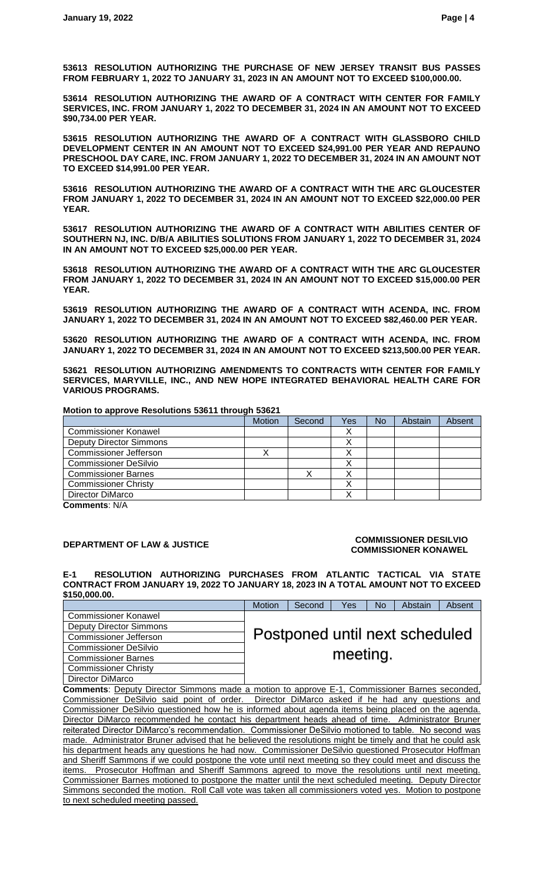**53613 RESOLUTION AUTHORIZING THE PURCHASE OF NEW JERSEY TRANSIT BUS PASSES FROM FEBRUARY 1, 2022 TO JANUARY 31, 2023 IN AN AMOUNT NOT TO EXCEED $100,000.00.**

**53614 RESOLUTION AUTHORIZING THE AWARD OF A CONTRACT WITH CENTER FOR FAMILY SERVICES, INC. FROM JANUARY 1, 2022 TO DECEMBER 31, 2024 IN AN AMOUNT NOT TO EXCEED $90,734.00 PER YEAR.**

**53615 RESOLUTION AUTHORIZING THE AWARD OF A CONTRACT WITH GLASSBORO CHILD DEVELOPMENT CENTER IN AN AMOUNT NOT TO EXCEED $24,991.00 PER YEAR AND REPAUNO PRESCHOOL DAY CARE, INC. FROM JANUARY 1, 2022 TO DECEMBER 31, 2024 IN AN AMOUNT NOT TO EXCEED $14,991.00 PER YEAR.**

**53616 RESOLUTION AUTHORIZING THE AWARD OF A CONTRACT WITH THE ARC GLOUCESTER FROM JANUARY 1, 2022 TO DECEMBER 31, 2024 IN AN AMOUNT NOT TO EXCEED $22,000.00 PER YEAR.**

**53617 RESOLUTION AUTHORIZING THE AWARD OF A CONTRACT WITH ABILITIES CENTER OF SOUTHERN NJ, INC. D/B/A ABILITIES SOLUTIONS FROM JANUARY 1, 2022 TO DECEMBER 31, 2024 IN AN AMOUNT NOT TO EXCEED $25,000.00 PER YEAR.**

**53618 RESOLUTION AUTHORIZING THE AWARD OF A CONTRACT WITH THE ARC GLOUCESTER FROM JANUARY 1, 2022 TO DECEMBER 31, 2024 IN AN AMOUNT NOT TO EXCEED $15,000.00 PER YEAR.**

**53619 RESOLUTION AUTHORIZING THE AWARD OF A CONTRACT WITH ACENDA, INC. FROM JANUARY 1, 2022 TO DECEMBER 31, 2024 IN AN AMOUNT NOT TO EXCEED $82,460.00 PER YEAR.**

**53620 RESOLUTION AUTHORIZING THE AWARD OF A CONTRACT WITH ACENDA, INC. FROM JANUARY 1, 2022 TO DECEMBER 31, 2024 IN AN AMOUNT NOT TO EXCEED $213,500.00 PER YEAR.**

**53621 RESOLUTION AUTHORIZING AMENDMENTS TO CONTRACTS WITH CENTER FOR FAMILY SERVICES, MARYVILLE, INC., AND NEW HOPE INTEGRATED BEHAVIORAL HEALTH CARE FOR VARIOUS PROGRAMS.**

**Motion to approve Resolutions 53611 through 53621**

| | Motion | Second | Yes | No | Abstain | Absent |
|---|---|---|---|---|---|---|
| Commissioner Konawel | | | X | | | |
| Deputy Director Simmons | | | X | | | |
| Commissioner Jefferson | X | | X | | | |
| Commissioner DeSilvio | | | X | | | |
| Commissioner Barnes | | X | X | | | |
| Commissioner Christy | | | X | | | |
| Director DiMarco | | | X | | | |

**Comments**: N/A

**DEPARTMENT OF LAW & JUSTICE** — **COMMISSIONER DESILVIO, COMMISSIONER KONAWEL**

**E-1 RESOLUTION AUTHORIZING PURCHASES FROM ATLANTIC TACTICAL VIA STATE CONTRACT FROM JANUARY 19, 2022 TO JANUARY 18, 2023 IN A TOTAL AMOUNT NOT TO EXCEED $150,000.00.**

| | Motion | Second | Yes | No | Abstain | Absent |
|---|---|---|---|---|---|---|
| Commissioner Konawel | Postponed until next scheduled meeting. | | | | | |
| Deputy Director Simmons | | | | | | |
| Commissioner Jefferson | | | | | | |
| Commissioner DeSilvio | | | | | | |
| Commissioner Barnes | | | | | | |
| Commissioner Christy | | | | | | |
| Director DiMarco | | | | | | |

**Comments**: Deputy Director Simmons made a motion to approve E-1, Commissioner Barnes seconded, Commissioner DeSilvio said point of order. Director DiMarco asked if he had any questions and Commissioner DeSilvio questioned how he is informed about agenda items being placed on the agenda. Director DiMarco recommended he contact his department heads ahead of time. Administrator Bruner reiterated Director DiMarco's recommendation. Commissioner DeSilvio motioned to table. No second was made. Administrator Bruner advised that he believed the resolutions might be timely and that he could ask his department heads any questions he had now. Commissioner DeSilvio questioned Prosecutor Hoffman and Sheriff Sammons if we could postpone the vote until next meeting so they could meet and discuss the items. Prosecutor Hoffman and Sheriff Sammons agreed to move the resolutions until next meeting. Commissioner Barnes motioned to postpone the matter until the next scheduled meeting. Deputy Director Simmons seconded the motion. Roll Call vote was taken all commissioners voted yes. Motion to postpone to next scheduled meeting passed.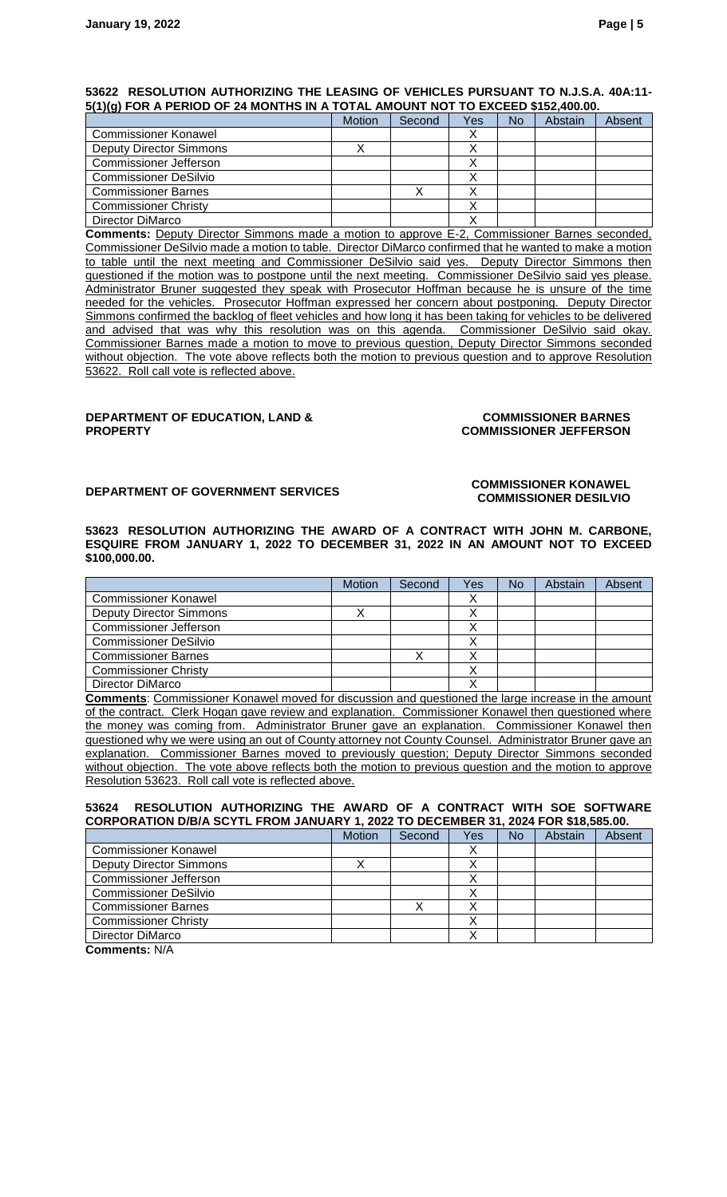**53622 RESOLUTION AUTHORIZING THE LEASING OF VEHICLES PURSUANT TO N.J.S.A. 40A:11-5(1)(g) FOR A PERIOD OF 24 MONTHS IN A TOTAL AMOUNT NOT TO EXCEED $152,400.00.**

| | Motion | Second | Yes | No | Abstain | Absent |
|---|---|---|---|---|---|---|
| Commissioner Konawel | | | X | | | |
| Deputy Director Simmons | X | | X | | | |
| Commissioner Jefferson | | | X | | | |
| Commissioner DeSilvio | | | X | | | |
| Commissioner Barnes | | X | X | | | |
| Commissioner Christy | | | X | | | |
| Director DiMarco | | | X | | | |

**Comments:** Deputy Director Simmons made a motion to approve E-2, Commissioner Barnes seconded, Commissioner DeSilvio made a motion to table. Director DiMarco confirmed that he wanted to make a motion to table until the next meeting and Commissioner DeSilvio said yes. Deputy Director Simmons then questioned if the motion was to postpone until the next meeting. Commissioner DeSilvio said yes please. Administrator Bruner suggested they speak with Prosecutor Hoffman because he is unsure of the time needed for the vehicles. Prosecutor Hoffman expressed her concern about postponing. Deputy Director Simmons confirmed the backlog of fleet vehicles and how long it has been taking for vehicles to be delivered and advised that was why this resolution was on this agenda. Commissioner DeSilvio said okay. Commissioner Barnes made a motion to move to previous question, Deputy Director Simmons seconded without objection. The vote above reflects both the motion to previous question and to approve Resolution 53622. Roll call vote is reflected above.

**DEPARTMENT OF EDUCATION, LAND & PROPERTY** — **COMMISSIONER BARNES, COMMISSIONER JEFFERSON**

**DEPARTMENT OF GOVERNMENT SERVICES** — **COMMISSIONER KONAWEL, COMMISSIONER DESILVIO**

**53623 RESOLUTION AUTHORIZING THE AWARD OF A CONTRACT WITH JOHN M. CARBONE, ESQUIRE FROM JANUARY 1, 2022 TO DECEMBER 31, 2022 IN AN AMOUNT NOT TO EXCEED $100,000.00.**

| | Motion | Second | Yes | No | Abstain | Absent |
|---|---|---|---|---|---|---|
| Commissioner Konawel | | | X | | | |
| Deputy Director Simmons | X | | X | | | |
| Commissioner Jefferson | | | X | | | |
| Commissioner DeSilvio | | | X | | | |
| Commissioner Barnes | | X | X | | | |
| Commissioner Christy | | | X | | | |
| Director DiMarco | | | X | | | |

**Comments**: Commissioner Konawel moved for discussion and questioned the large increase in the amount of the contract. Clerk Hogan gave review and explanation. Commissioner Konawel then questioned where the money was coming from. Administrator Bruner gave an explanation. Commissioner Konawel then questioned why we were using an out of County attorney not County Counsel. Administrator Bruner gave an explanation. Commissioner Barnes moved to previously question; Deputy Director Simmons seconded without objection. The vote above reflects both the motion to previous question and the motion to approve Resolution 53623. Roll call vote is reflected above.

**53624 RESOLUTION AUTHORIZING THE AWARD OF A CONTRACT WITH SOE SOFTWARE CORPORATION D/B/A SCYTL FROM JANUARY 1, 2022 TO DECEMBER 31, 2024 FOR $18,585.00.**

| | Motion | Second | Yes | No | Abstain | Absent |
|---|---|---|---|---|---|---|
| Commissioner Konawel | | | X | | | |
| Deputy Director Simmons | X | | X | | | |
| Commissioner Jefferson | | | X | | | |
| Commissioner DeSilvio | | | X | | | |
| Commissioner Barnes | | X | X | | | |
| Commissioner Christy | | | X | | | |
| Director DiMarco | | | X | | | |

**Comments:** N/A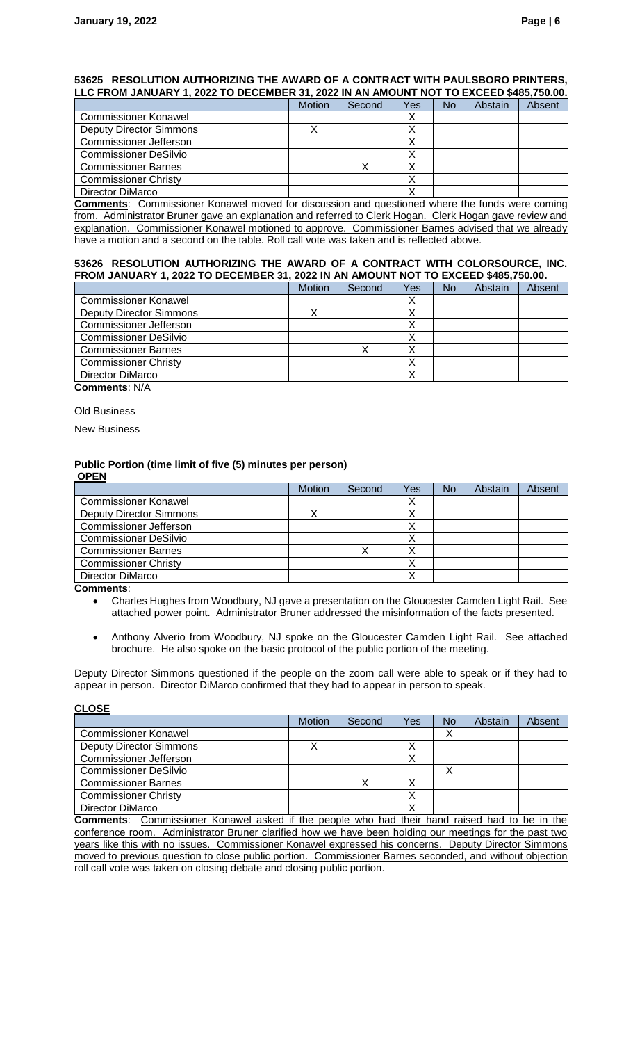### 53625 RESOLUTION AUTHORIZING THE AWARD OF A CONTRACT WITH PAULSBORO PRINTERS, LLC FROM JANUARY 1, 2022 TO DECEMBER 31, 2022 IN AN AMOUNT NOT TO EXCEED $485,750.00.

| | Motion | Second | Yes | No | Abstain | Absent |
|---|---|---|---|---|---|---|
| Commissioner Konawel | | | X | | | |
| Deputy Director Simmons | X | | X | | | |
| Commissioner Jefferson | | | X | | | |
| Commissioner DeSilvio | | | X | | | |
| Commissioner Barnes | | X | X | | | |
| Commissioner Christy | | | X | | | |
| Director DiMarco | | | X | | | |

**Comments**: Commissioner Konawel moved for discussion and questioned where the funds were coming from. Administrator Bruner gave an explanation and referred to Clerk Hogan. Clerk Hogan gave review and explanation. Commissioner Konawel motioned to approve. Commissioner Barnes advised that we already have a motion and a second on the table. Roll call vote was taken and is reflected above.

### 53626 RESOLUTION AUTHORIZING THE AWARD OF A CONTRACT WITH COLORSOURCE, INC. FROM JANUARY 1, 2022 TO DECEMBER 31, 2022 IN AN AMOUNT NOT TO EXCEED $485,750.00.

| | Motion | Second | Yes | No | Abstain | Absent |
|---|---|---|---|---|---|---|
| Commissioner Konawel | | | X | | | |
| Deputy Director Simmons | X | | X | | | |
| Commissioner Jefferson | | | X | | | |
| Commissioner DeSilvio | | | X | | | |
| Commissioner Barnes | | X | X | | | |
| Commissioner Christy | | | X | | | |
| Director DiMarco | | | X | | | |

**Comments**: N/A

Old Business

New Business

### Public Portion (time limit of five (5) minutes per person)

**OPEN**

| | Motion | Second | Yes | No | Abstain | Absent |
|---|---|---|---|---|---|---|
| Commissioner Konawel | | | X | | | |
| Deputy Director Simmons | X | | X | | | |
| Commissioner Jefferson | | | X | | | |
| Commissioner DeSilvio | | | X | | | |
| Commissioner Barnes | | X | X | | | |
| Commissioner Christy | | | X | | | |
| Director DiMarco | | | X | | | |

**Comments**:

- Charles Hughes from Woodbury, NJ gave a presentation on the Gloucester Camden Light Rail. See attached power point. Administrator Bruner addressed the misinformation of the facts presented.
- Anthony Alverio from Woodbury, NJ spoke on the Gloucester Camden Light Rail. See attached brochure. He also spoke on the basic protocol of the public portion of the meeting.

Deputy Director Simmons questioned if the people on the zoom call were able to speak or if they had to appear in person. Director DiMarco confirmed that they had to appear in person to speak.

**CLOSE**

| | Motion | Second | Yes | No | Abstain | Absent |
|---|---|---|---|---|---|---|
| Commissioner Konawel | | | | X | | |
| Deputy Director Simmons | X | | X | | | |
| Commissioner Jefferson | | | X | | | |
| Commissioner DeSilvio | | | | X | | |
| Commissioner Barnes | | X | X | | | |
| Commissioner Christy | | | X | | | |
| Director DiMarco | | | X | | | |

**Comments**: Commissioner Konawel asked if the people who had their hand raised had to be in the conference room. Administrator Bruner clarified how we have been holding our meetings for the past two years like this with no issues. Commissioner Konawel expressed his concerns. Deputy Director Simmons moved to previous question to close public portion. Commissioner Barnes seconded, and without objection roll call vote was taken on closing debate and closing public portion.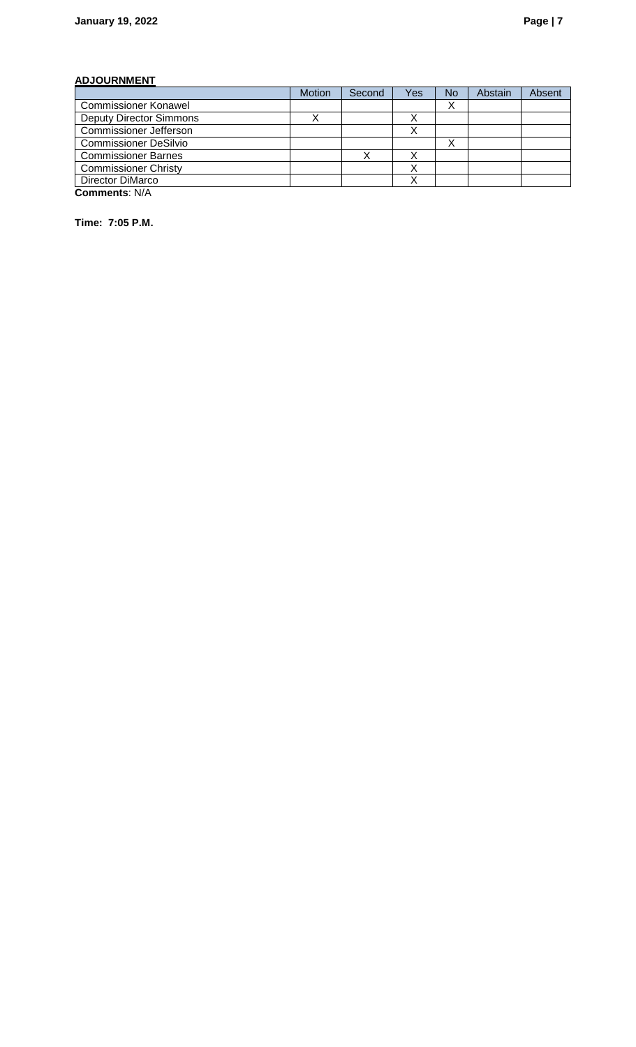**ADJOURNMENT**

| | Motion | Second | Yes | No | Abstain | Absent |
|---|---|---|---|---|---|---|
| Commissioner Konawel | | | | X | | |
| Deputy Director Simmons | X | | X | | | |
| Commissioner Jefferson | | | X | | | |
| Commissioner DeSilvio | | | | X | | |
| Commissioner Barnes | | X | X | | | |
| Commissioner Christy | | | X | | | |
| Director DiMarco | | | X | | | |

**Comments**: N/A

**Time: 7:05 P.M.**